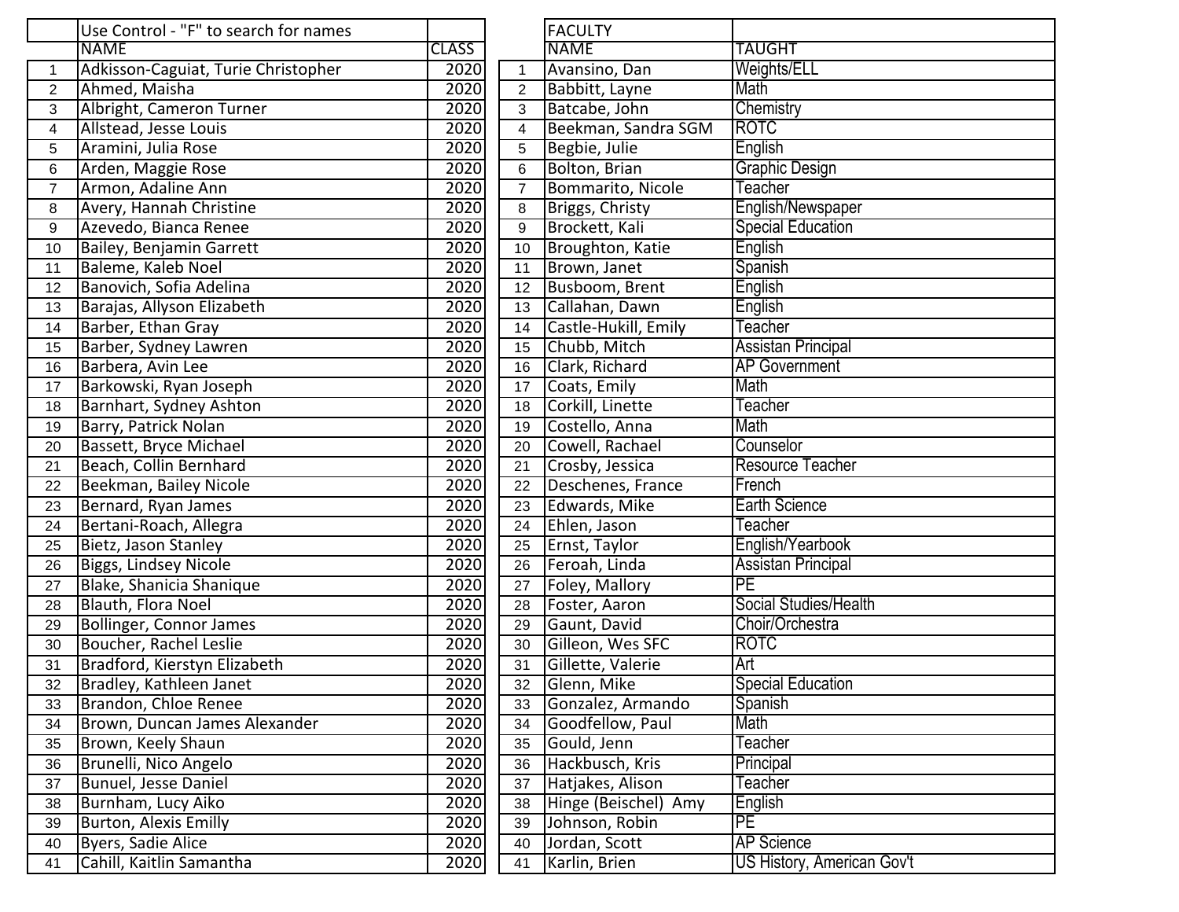| | Use Control - "F" to search for names | | | FACULTY | |
|---|---|---|---|---|---|
| | NAME | CLASS | | NAME | TAUGHT |
| 1 | Adkisson-Caguiat, Turie Christopher | 2020 | 1 | Avansino, Dan | Weights/ELL |
| 2 | Ahmed, Maisha | 2020 | 2 | Babbitt, Layne | Math |
| 3 | Albright, Cameron Turner | 2020 | 3 | Batcabe, John | Chemistry |
| 4 | Allstead, Jesse Louis | 2020 | 4 | Beekman, Sandra SGM | ROTC |
| 5 | Aramini, Julia Rose | 2020 | 5 | Begbie, Julie | English |
| 6 | Arden, Maggie Rose | 2020 | 6 | Bolton, Brian | Graphic Design |
| 7 | Armon, Adaline Ann | 2020 | 7 | Bommarito, Nicole | Teacher |
| 8 | Avery, Hannah Christine | 2020 | 8 | Briggs, Christy | English/Newspaper |
| 9 | Azevedo, Bianca Renee | 2020 | 9 | Brockett, Kali | Special Education |
| 10 | Bailey, Benjamin Garrett | 2020 | 10 | Broughton, Katie | English |
| 11 | Baleme, Kaleb Noel | 2020 | 11 | Brown, Janet | Spanish |
| 12 | Banovich, Sofia Adelina | 2020 | 12 | Busboom, Brent | English |
| 13 | Barajas, Allyson Elizabeth | 2020 | 13 | Callahan, Dawn | English |
| 14 | Barber, Ethan Gray | 2020 | 14 | Castle-Hukill, Emily | Teacher |
| 15 | Barber, Sydney Lawren | 2020 | 15 | Chubb, Mitch | Assistan Principal |
| 16 | Barbera, Avin Lee | 2020 | 16 | Clark, Richard | AP Government |
| 17 | Barkowski, Ryan Joseph | 2020 | 17 | Coats, Emily | Math |
| 18 | Barnhart, Sydney Ashton | 2020 | 18 | Corkill, Linette | Teacher |
| 19 | Barry, Patrick Nolan | 2020 | 19 | Costello, Anna | Math |
| 20 | Bassett, Bryce Michael | 2020 | 20 | Cowell, Rachael | Counselor |
| 21 | Beach, Collin Bernhard | 2020 | 21 | Crosby, Jessica | Resource Teacher |
| 22 | Beekman, Bailey Nicole | 2020 | 22 | Deschenes, France | French |
| 23 | Bernard, Ryan James | 2020 | 23 | Edwards, Mike | Earth Science |
| 24 | Bertani-Roach, Allegra | 2020 | 24 | Ehlen, Jason | Teacher |
| 25 | Bietz, Jason Stanley | 2020 | 25 | Ernst, Taylor | English/Yearbook |
| 26 | Biggs, Lindsey Nicole | 2020 | 26 | Feroah, Linda | Assistan Principal |
| 27 | Blake, Shanicia Shanique | 2020 | 27 | Foley, Mallory | PE |
| 28 | Blauth, Flora Noel | 2020 | 28 | Foster, Aaron | Social Studies/Health |
| 29 | Bollinger, Connor James | 2020 | 29 | Gaunt, David | Choir/Orchestra |
| 30 | Boucher, Rachel Leslie | 2020 | 30 | Gilleon, Wes SFC | ROTC |
| 31 | Bradford, Kierstyn Elizabeth | 2020 | 31 | Gillette, Valerie | Art |
| 32 | Bradley, Kathleen Janet | 2020 | 32 | Glenn, Mike | Special Education |
| 33 | Brandon, Chloe Renee | 2020 | 33 | Gonzalez, Armando | Spanish |
| 34 | Brown, Duncan James Alexander | 2020 | 34 | Goodfellow, Paul | Math |
| 35 | Brown, Keely Shaun | 2020 | 35 | Gould, Jenn | Teacher |
| 36 | Brunelli, Nico Angelo | 2020 | 36 | Hackbusch, Kris | Principal |
| 37 | Bunuel, Jesse Daniel | 2020 | 37 | Hatjakes, Alison | Teacher |
| 38 | Burnham, Lucy Aiko | 2020 | 38 | Hinge (Beischel) Amy | English |
| 39 | Burton, Alexis Emilly | 2020 | 39 | Johnson, Robin | PE |
| 40 | Byers, Sadie Alice | 2020 | 40 | Jordan, Scott | AP Science |
| 41 | Cahill, Kaitlin Samantha | 2020 | 41 | Karlin, Brien | US History, American Gov't |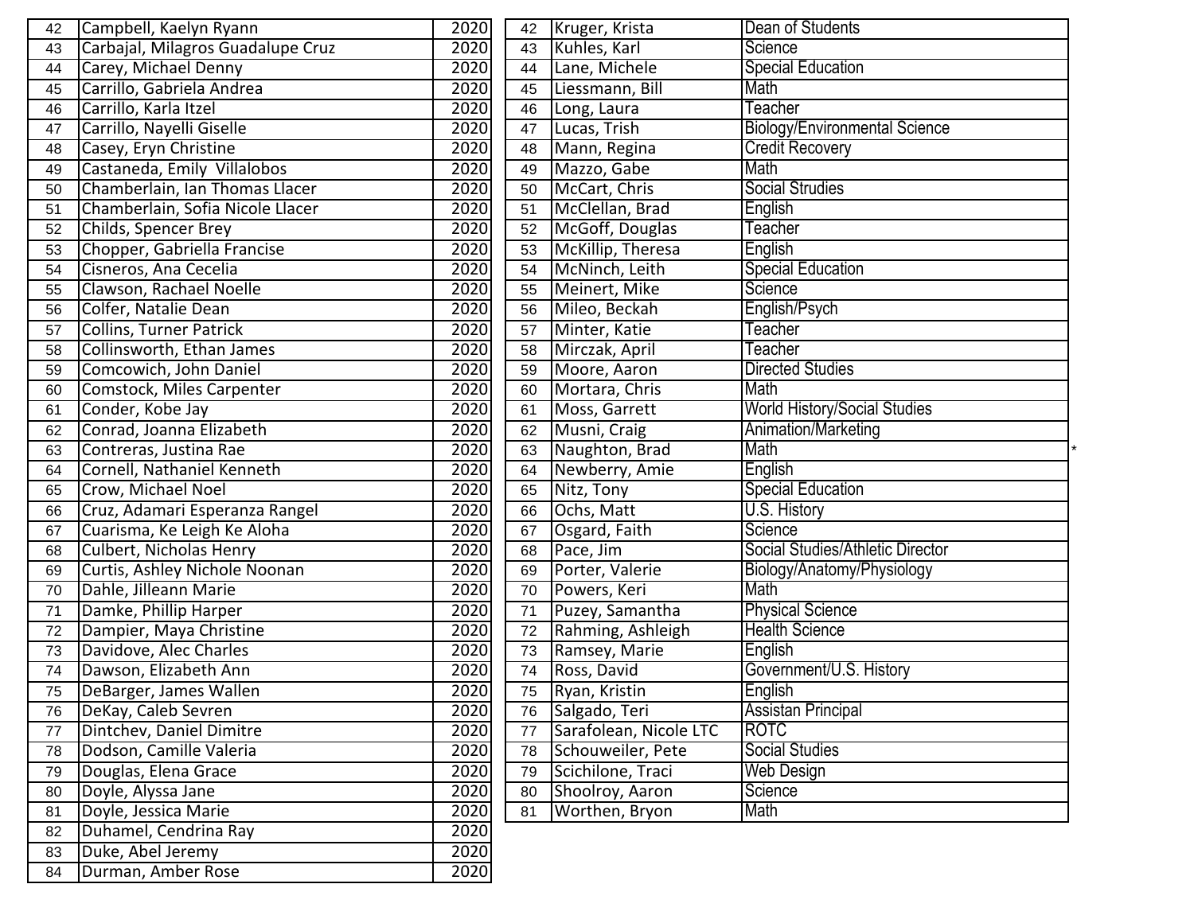| | | |
|---|---|---|
| 42 | Campbell, Kaelyn Ryann | 2020 |
| 43 | Carbajal, Milagros Guadalupe Cruz | 2020 |
| 44 | Carey, Michael Denny | 2020 |
| 45 | Carrillo, Gabriela Andrea | 2020 |
| 46 | Carrillo, Karla Itzel | 2020 |
| 47 | Carrillo, Nayelli Giselle | 2020 |
| 48 | Casey, Eryn Christine | 2020 |
| 49 | Castaneda, Emily Villalobos | 2020 |
| 50 | Chamberlain, Ian Thomas Llacer | 2020 |
| 51 | Chamberlain, Sofia Nicole Llacer | 2020 |
| 52 | Childs, Spencer Brey | 2020 |
| 53 | Chopper, Gabriella Francise | 2020 |
| 54 | Cisneros, Ana Cecelia | 2020 |
| 55 | Clawson, Rachael Noelle | 2020 |
| 56 | Colfer, Natalie Dean | 2020 |
| 57 | Collins, Turner Patrick | 2020 |
| 58 | Collinsworth, Ethan James | 2020 |
| 59 | Comcowich, John Daniel | 2020 |
| 60 | Comstock, Miles Carpenter | 2020 |
| 61 | Conder, Kobe Jay | 2020 |
| 62 | Conrad, Joanna Elizabeth | 2020 |
| 63 | Contreras, Justina Rae | 2020 |
| 64 | Cornell, Nathaniel Kenneth | 2020 |
| 65 | Crow, Michael Noel | 2020 |
| 66 | Cruz, Adamari Esperanza Rangel | 2020 |
| 67 | Cuarisma, Ke Leigh Ke Aloha | 2020 |
| 68 | Culbert, Nicholas Henry | 2020 |
| 69 | Curtis, Ashley Nichole Noonan | 2020 |
| 70 | Dahle, Jilleann Marie | 2020 |
| 71 | Damke, Phillip Harper | 2020 |
| 72 | Dampier, Maya Christine | 2020 |
| 73 | Davidove, Alec Charles | 2020 |
| 74 | Dawson, Elizabeth Ann | 2020 |
| 75 | DeBarger, James Wallen | 2020 |
| 76 | DeKay, Caleb Sevren | 2020 |
| 77 | Dintchev, Daniel Dimitre | 2020 |
| 78 | Dodson, Camille Valeria | 2020 |
| 79 | Douglas, Elena Grace | 2020 |
| 80 | Doyle, Alyssa Jane | 2020 |
| 81 | Doyle, Jessica Marie | 2020 |
| 82 | Duhamel, Cendrina Ray | 2020 |
| 83 | Duke, Abel Jeremy | 2020 |
| 84 | Durman, Amber Rose | 2020 |

| | | | |
|---|---|---|---|
| 42 | Kruger, Krista | Dean of Students | |
| 43 | Kuhles, Karl | Science | |
| 44 | Lane, Michele | Special Education | |
| 45 | Liessmann, Bill | Math | |
| 46 | Long, Laura | Teacher | |
| 47 | Lucas, Trish | Biology/Environmental Science | |
| 48 | Mann, Regina | Credit Recovery | |
| 49 | Mazzo, Gabe | Math | |
| 50 | McCart, Chris | Social Strudies | |
| 51 | McClellan, Brad | English | |
| 52 | McGoff, Douglas | Teacher | |
| 53 | McKillip, Theresa | English | |
| 54 | McNinch, Leith | Special Education | |
| 55 | Meinert, Mike | Science | |
| 56 | Mileo, Beckah | English/Psych | |
| 57 | Minter, Katie | Teacher | |
| 58 | Mirczak, April | Teacher | |
| 59 | Moore, Aaron | Directed Studies | |
| 60 | Mortara, Chris | Math | |
| 61 | Moss, Garrett | World History/Social Studies | |
| 62 | Musni, Craig | Animation/Marketing | |
| 63 | Naughton, Brad | Math | * |
| 64 | Newberry, Amie | English | |
| 65 | Nitz, Tony | Special Education | |
| 66 | Ochs, Matt | U.S. History | |
| 67 | Osgard, Faith | Science | |
| 68 | Pace, Jim | Social Studies/Athletic Director | |
| 69 | Porter, Valerie | Biology/Anatomy/Physiology | |
| 70 | Powers, Keri | Math | |
| 71 | Puzey, Samantha | Physical Science | |
| 72 | Rahming, Ashleigh | Health Science | |
| 73 | Ramsey, Marie | English | |
| 74 | Ross, David | Government/U.S. History | |
| 75 | Ryan, Kristin | English | |
| 76 | Salgado, Teri | Assistan Principal | |
| 77 | Sarafolean, Nicole LTC | ROTC | |
| 78 | Schouweiler, Pete | Social Studies | |
| 79 | Scichilone, Traci | Web Design | |
| 80 | Shoolroy, Aaron | Science | |
| 81 | Worthen, Bryon | Math | |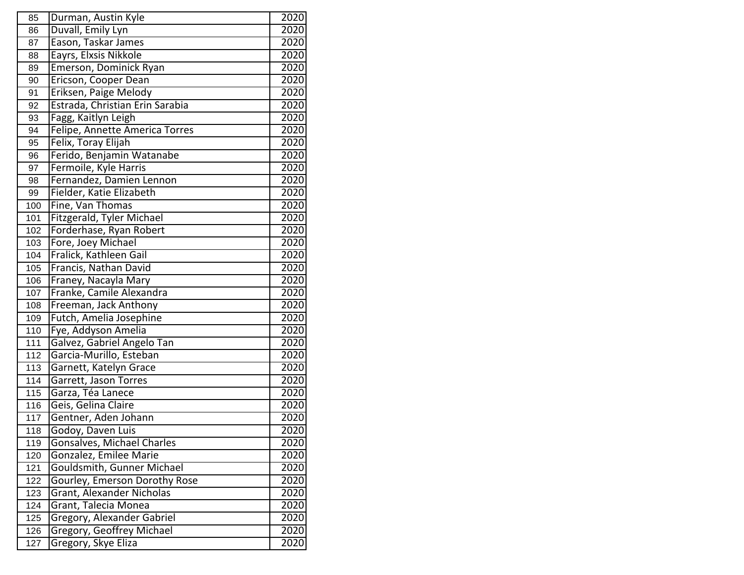| | | |
|---|---|---|
| 85 | Durman, Austin Kyle | 2020 |
| 86 | Duvall, Emily Lyn | 2020 |
| 87 | Eason, Taskar James | 2020 |
| 88 | Eayrs, Elxsis Nikkole | 2020 |
| 89 | Emerson, Dominick Ryan | 2020 |
| 90 | Ericson, Cooper Dean | 2020 |
| 91 | Eriksen, Paige Melody | 2020 |
| 92 | Estrada, Christian Erin Sarabia | 2020 |
| 93 | Fagg, Kaitlyn Leigh | 2020 |
| 94 | Felipe, Annette America Torres | 2020 |
| 95 | Felix, Toray Elijah | 2020 |
| 96 | Ferido, Benjamin Watanabe | 2020 |
| 97 | Fermoile, Kyle Harris | 2020 |
| 98 | Fernandez, Damien Lennon | 2020 |
| 99 | Fielder, Katie Elizabeth | 2020 |
| 100 | Fine, Van Thomas | 2020 |
| 101 | Fitzgerald, Tyler Michael | 2020 |
| 102 | Forderhase, Ryan Robert | 2020 |
| 103 | Fore, Joey Michael | 2020 |
| 104 | Fralick, Kathleen Gail | 2020 |
| 105 | Francis, Nathan David | 2020 |
| 106 | Franey, Nacayla Mary | 2020 |
| 107 | Franke, Camile Alexandra | 2020 |
| 108 | Freeman, Jack Anthony | 2020 |
| 109 | Futch, Amelia Josephine | 2020 |
| 110 | Fye, Addyson Amelia | 2020 |
| 111 | Galvez, Gabriel Angelo Tan | 2020 |
| 112 | Garcia-Murillo, Esteban | 2020 |
| 113 | Garnett, Katelyn Grace | 2020 |
| 114 | Garrett, Jason Torres | 2020 |
| 115 | Garza, Téa Lanece | 2020 |
| 116 | Geis, Gelina Claire | 2020 |
| 117 | Gentner, Aden Johann | 2020 |
| 118 | Godoy, Daven Luis | 2020 |
| 119 | Gonsalves, Michael Charles | 2020 |
| 120 | Gonzalez, Emilee Marie | 2020 |
| 121 | Gouldsmith, Gunner Michael | 2020 |
| 122 | Gourley, Emerson Dorothy Rose | 2020 |
| 123 | Grant, Alexander Nicholas | 2020 |
| 124 | Grant, Talecia Monea | 2020 |
| 125 | Gregory, Alexander Gabriel | 2020 |
| 126 | Gregory, Geoffrey Michael | 2020 |
| 127 | Gregory, Skye Eliza | 2020 |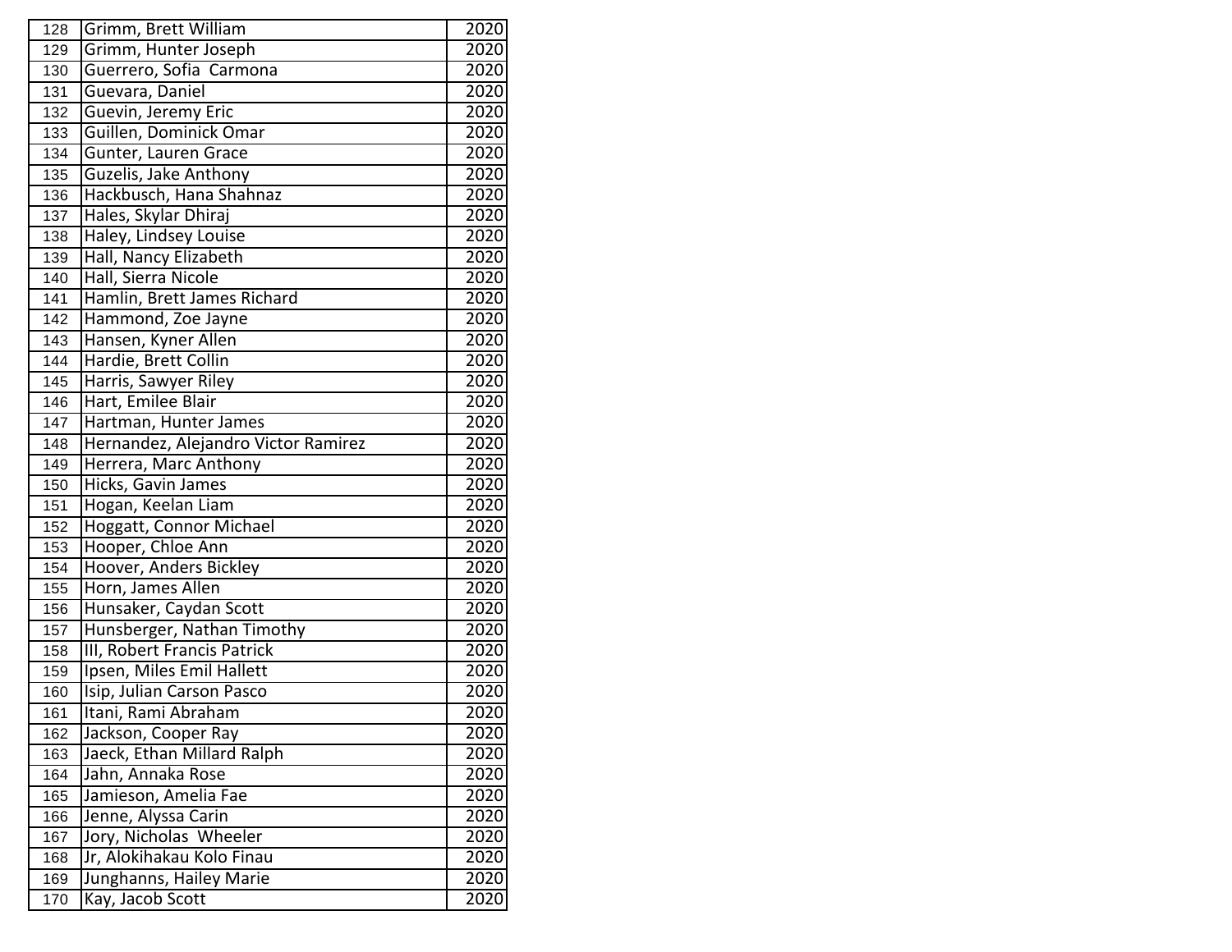| | | |
|---|---|---|
| 128 | Grimm, Brett William | 2020 |
| 129 | Grimm, Hunter Joseph | 2020 |
| 130 | Guerrero, Sofia  Carmona | 2020 |
| 131 | Guevara, Daniel | 2020 |
| 132 | Guevin, Jeremy Eric | 2020 |
| 133 | Guillen, Dominick Omar | 2020 |
| 134 | Gunter, Lauren Grace | 2020 |
| 135 | Guzelis, Jake Anthony | 2020 |
| 136 | Hackbusch, Hana Shahnaz | 2020 |
| 137 | Hales, Skylar Dhiraj | 2020 |
| 138 | Haley, Lindsey Louise | 2020 |
| 139 | Hall, Nancy Elizabeth | 2020 |
| 140 | Hall, Sierra Nicole | 2020 |
| 141 | Hamlin, Brett James Richard | 2020 |
| 142 | Hammond, Zoe Jayne | 2020 |
| 143 | Hansen, Kyner Allen | 2020 |
| 144 | Hardie, Brett Collin | 2020 |
| 145 | Harris, Sawyer Riley | 2020 |
| 146 | Hart, Emilee Blair | 2020 |
| 147 | Hartman, Hunter James | 2020 |
| 148 | Hernandez, Alejandro Victor Ramirez | 2020 |
| 149 | Herrera, Marc Anthony | 2020 |
| 150 | Hicks, Gavin James | 2020 |
| 151 | Hogan, Keelan Liam | 2020 |
| 152 | Hoggatt, Connor Michael | 2020 |
| 153 | Hooper, Chloe Ann | 2020 |
| 154 | Hoover, Anders Bickley | 2020 |
| 155 | Horn, James Allen | 2020 |
| 156 | Hunsaker, Caydan Scott | 2020 |
| 157 | Hunsberger, Nathan Timothy | 2020 |
| 158 | III, Robert Francis Patrick | 2020 |
| 159 | Ipsen, Miles Emil Hallett | 2020 |
| 160 | Isip, Julian Carson Pasco | 2020 |
| 161 | Itani, Rami Abraham | 2020 |
| 162 | Jackson, Cooper Ray | 2020 |
| 163 | Jaeck, Ethan Millard Ralph | 2020 |
| 164 | Jahn, Annaka Rose | 2020 |
| 165 | Jamieson, Amelia Fae | 2020 |
| 166 | Jenne, Alyssa Carin | 2020 |
| 167 | Jory, Nicholas  Wheeler | 2020 |
| 168 | Jr, Alokihakau Kolo Finau | 2020 |
| 169 | Junghanns, Hailey Marie | 2020 |
| 170 | Kay, Jacob Scott | 2020 |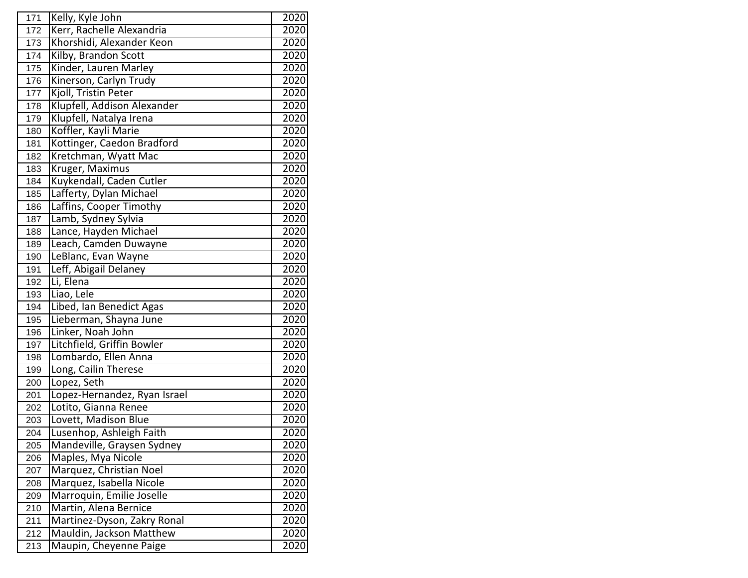| | | |
|---|---|---|
| 171 | Kelly, Kyle John | 2020 |
| 172 | Kerr, Rachelle Alexandria | 2020 |
| 173 | Khorshidi, Alexander Keon | 2020 |
| 174 | Kilby, Brandon Scott | 2020 |
| 175 | Kinder, Lauren Marley | 2020 |
| 176 | Kinerson, Carlyn Trudy | 2020 |
| 177 | Kjoll, Tristin Peter | 2020 |
| 178 | Klupfell, Addison Alexander | 2020 |
| 179 | Klupfell, Natalya Irena | 2020 |
| 180 | Koffler, Kayli Marie | 2020 |
| 181 | Kottinger, Caedon Bradford | 2020 |
| 182 | Kretchman, Wyatt Mac | 2020 |
| 183 | Kruger, Maximus | 2020 |
| 184 | Kuykendall, Caden Cutler | 2020 |
| 185 | Lafferty, Dylan Michael | 2020 |
| 186 | Laffins, Cooper Timothy | 2020 |
| 187 | Lamb, Sydney Sylvia | 2020 |
| 188 | Lance, Hayden Michael | 2020 |
| 189 | Leach, Camden Duwayne | 2020 |
| 190 | LeBlanc, Evan Wayne | 2020 |
| 191 | Leff, Abigail Delaney | 2020 |
| 192 | Li, Elena | 2020 |
| 193 | Liao, Lele | 2020 |
| 194 | Libed, Ian Benedict Agas | 2020 |
| 195 | Lieberman, Shayna June | 2020 |
| 196 | Linker, Noah John | 2020 |
| 197 | Litchfield, Griffin Bowler | 2020 |
| 198 | Lombardo, Ellen Anna | 2020 |
| 199 | Long, Cailin Therese | 2020 |
| 200 | Lopez, Seth | 2020 |
| 201 | Lopez-Hernandez, Ryan Israel | 2020 |
| 202 | Lotito, Gianna Renee | 2020 |
| 203 | Lovett, Madison Blue | 2020 |
| 204 | Lusenhop, Ashleigh Faith | 2020 |
| 205 | Mandeville, Graysen Sydney | 2020 |
| 206 | Maples, Mya Nicole | 2020 |
| 207 | Marquez, Christian Noel | 2020 |
| 208 | Marquez, Isabella Nicole | 2020 |
| 209 | Marroquin, Emilie Joselle | 2020 |
| 210 | Martin, Alena Bernice | 2020 |
| 211 | Martinez-Dyson, Zakry Ronal | 2020 |
| 212 | Mauldin, Jackson Matthew | 2020 |
| 213 | Maupin, Cheyenne Paige | 2020 |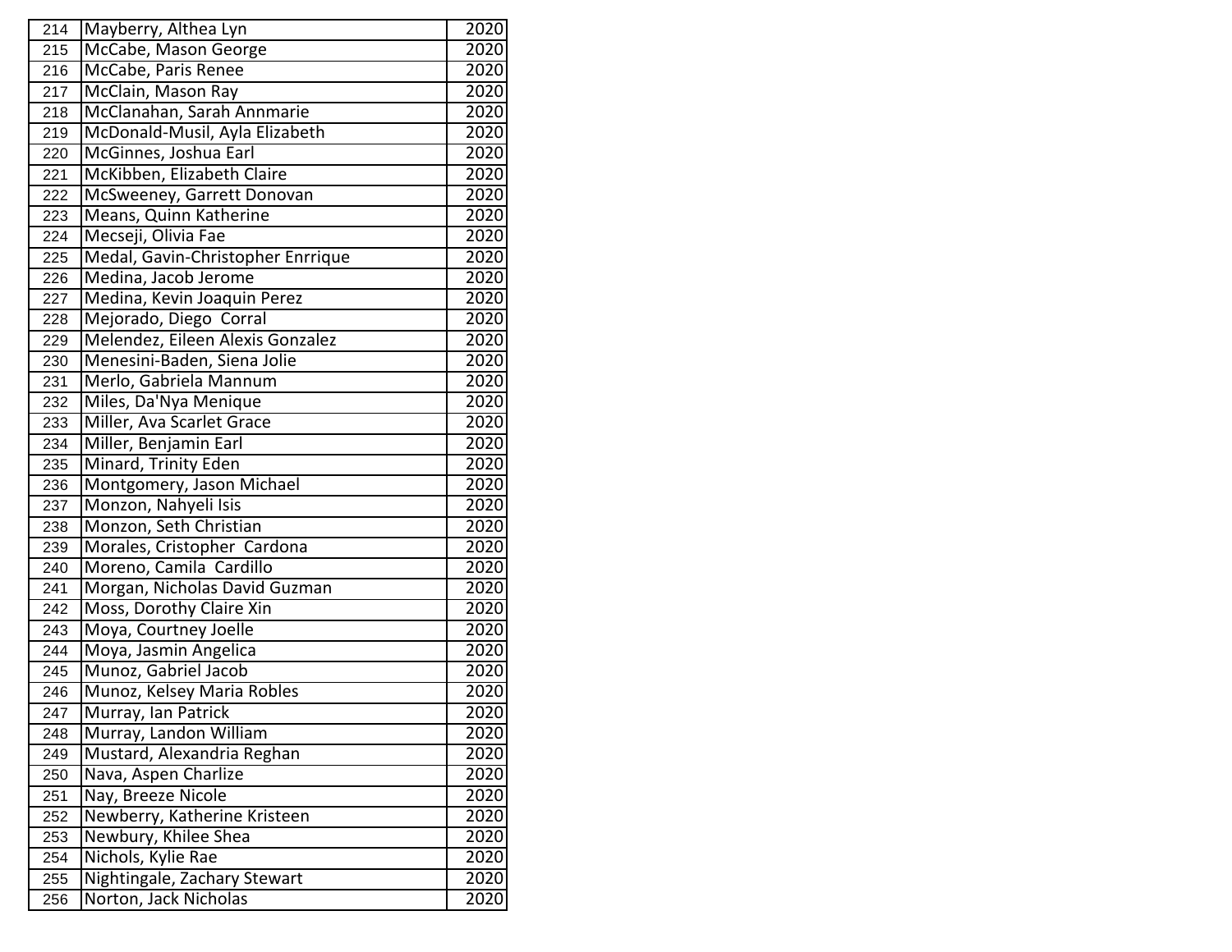| | | |
|---|---|---|
| 214 | Mayberry, Althea Lyn | 2020 |
| 215 | McCabe, Mason George | 2020 |
| 216 | McCabe, Paris Renee | 2020 |
| 217 | McClain, Mason Ray | 2020 |
| 218 | McClanahan, Sarah Annmarie | 2020 |
| 219 | McDonald-Musil, Ayla Elizabeth | 2020 |
| 220 | McGinnes, Joshua Earl | 2020 |
| 221 | McKibben, Elizabeth Claire | 2020 |
| 222 | McSweeney, Garrett Donovan | 2020 |
| 223 | Means, Quinn Katherine | 2020 |
| 224 | Mecseji, Olivia Fae | 2020 |
| 225 | Medal, Gavin-Christopher Enrrique | 2020 |
| 226 | Medina, Jacob Jerome | 2020 |
| 227 | Medina, Kevin Joaquin Perez | 2020 |
| 228 | Mejorado, Diego Corral | 2020 |
| 229 | Melendez, Eileen Alexis Gonzalez | 2020 |
| 230 | Menesini-Baden, Siena Jolie | 2020 |
| 231 | Merlo, Gabriela Mannum | 2020 |
| 232 | Miles, Da'Nya Menique | 2020 |
| 233 | Miller, Ava Scarlet Grace | 2020 |
| 234 | Miller, Benjamin Earl | 2020 |
| 235 | Minard, Trinity Eden | 2020 |
| 236 | Montgomery, Jason Michael | 2020 |
| 237 | Monzon, Nahyeli Isis | 2020 |
| 238 | Monzon, Seth Christian | 2020 |
| 239 | Morales, Cristopher Cardona | 2020 |
| 240 | Moreno, Camila Cardillo | 2020 |
| 241 | Morgan, Nicholas David Guzman | 2020 |
| 242 | Moss, Dorothy Claire Xin | 2020 |
| 243 | Moya, Courtney Joelle | 2020 |
| 244 | Moya, Jasmin Angelica | 2020 |
| 245 | Munoz, Gabriel Jacob | 2020 |
| 246 | Munoz, Kelsey Maria Robles | 2020 |
| 247 | Murray, Ian Patrick | 2020 |
| 248 | Murray, Landon William | 2020 |
| 249 | Mustard, Alexandria Reghan | 2020 |
| 250 | Nava, Aspen Charlize | 2020 |
| 251 | Nay, Breeze Nicole | 2020 |
| 252 | Newberry, Katherine Kristeen | 2020 |
| 253 | Newbury, Khilee Shea | 2020 |
| 254 | Nichols, Kylie Rae | 2020 |
| 255 | Nightingale, Zachary Stewart | 2020 |
| 256 | Norton, Jack Nicholas | 2020 |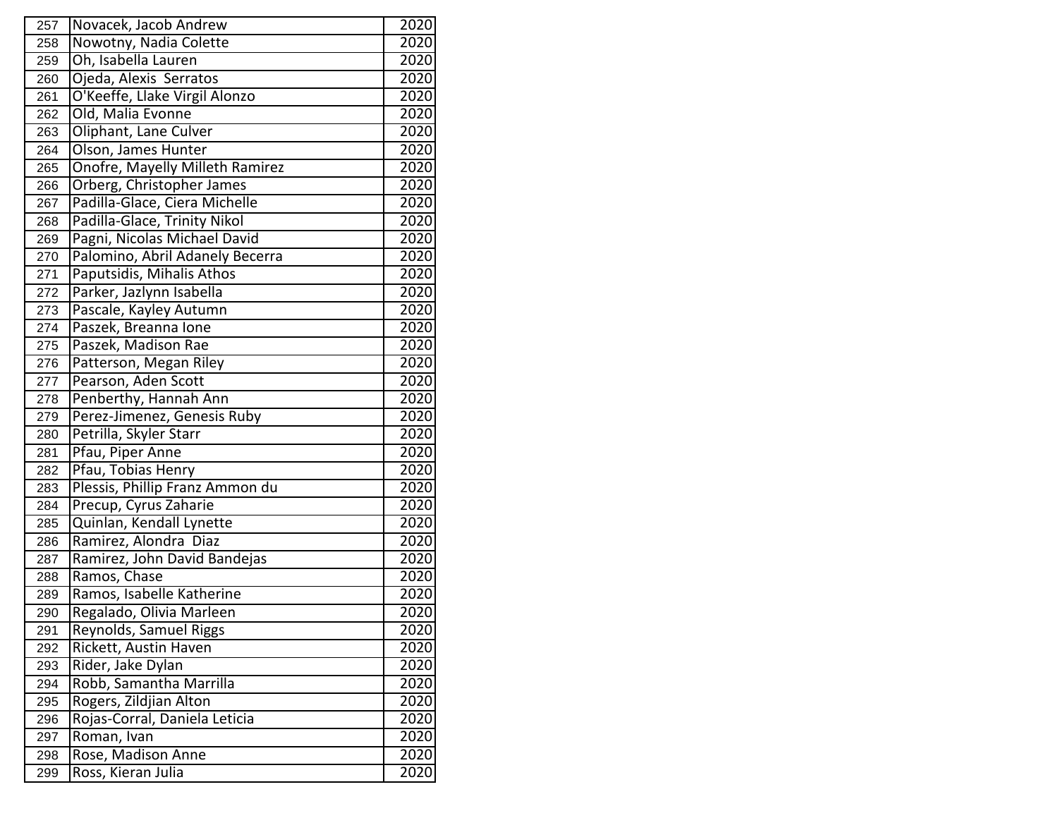| | | |
|---|---|---|
| 257 | Novacek, Jacob Andrew | 2020 |
| 258 | Nowotny, Nadia Colette | 2020 |
| 259 | Oh, Isabella Lauren | 2020 |
| 260 | Ojeda, Alexis  Serratos | 2020 |
| 261 | O'Keeffe, Llake Virgil Alonzo | 2020 |
| 262 | Old, Malia Evonne | 2020 |
| 263 | Oliphant, Lane Culver | 2020 |
| 264 | Olson, James Hunter | 2020 |
| 265 | Onofre, Mayelly Milleth Ramirez | 2020 |
| 266 | Orberg, Christopher James | 2020 |
| 267 | Padilla-Glace, Ciera Michelle | 2020 |
| 268 | Padilla-Glace, Trinity Nikol | 2020 |
| 269 | Pagni, Nicolas Michael David | 2020 |
| 270 | Palomino, Abril Adanely Becerra | 2020 |
| 271 | Paputsidis, Mihalis Athos | 2020 |
| 272 | Parker, Jazlynn Isabella | 2020 |
| 273 | Pascale, Kayley Autumn | 2020 |
| 274 | Paszek, Breanna Ione | 2020 |
| 275 | Paszek, Madison Rae | 2020 |
| 276 | Patterson, Megan Riley | 2020 |
| 277 | Pearson, Aden Scott | 2020 |
| 278 | Penberthy, Hannah Ann | 2020 |
| 279 | Perez-Jimenez, Genesis Ruby | 2020 |
| 280 | Petrilla, Skyler Starr | 2020 |
| 281 | Pfau, Piper Anne | 2020 |
| 282 | Pfau, Tobias Henry | 2020 |
| 283 | Plessis, Phillip Franz Ammon du | 2020 |
| 284 | Precup, Cyrus Zaharie | 2020 |
| 285 | Quinlan, Kendall Lynette | 2020 |
| 286 | Ramirez, Alondra  Diaz | 2020 |
| 287 | Ramirez, John David Bandejas | 2020 |
| 288 | Ramos, Chase | 2020 |
| 289 | Ramos, Isabelle Katherine | 2020 |
| 290 | Regalado, Olivia Marleen | 2020 |
| 291 | Reynolds, Samuel Riggs | 2020 |
| 292 | Rickett, Austin Haven | 2020 |
| 293 | Rider, Jake Dylan | 2020 |
| 294 | Robb, Samantha Marrilla | 2020 |
| 295 | Rogers, Zildjian Alton | 2020 |
| 296 | Rojas-Corral, Daniela Leticia | 2020 |
| 297 | Roman, Ivan | 2020 |
| 298 | Rose, Madison Anne | 2020 |
| 299 | Ross, Kieran Julia | 2020 |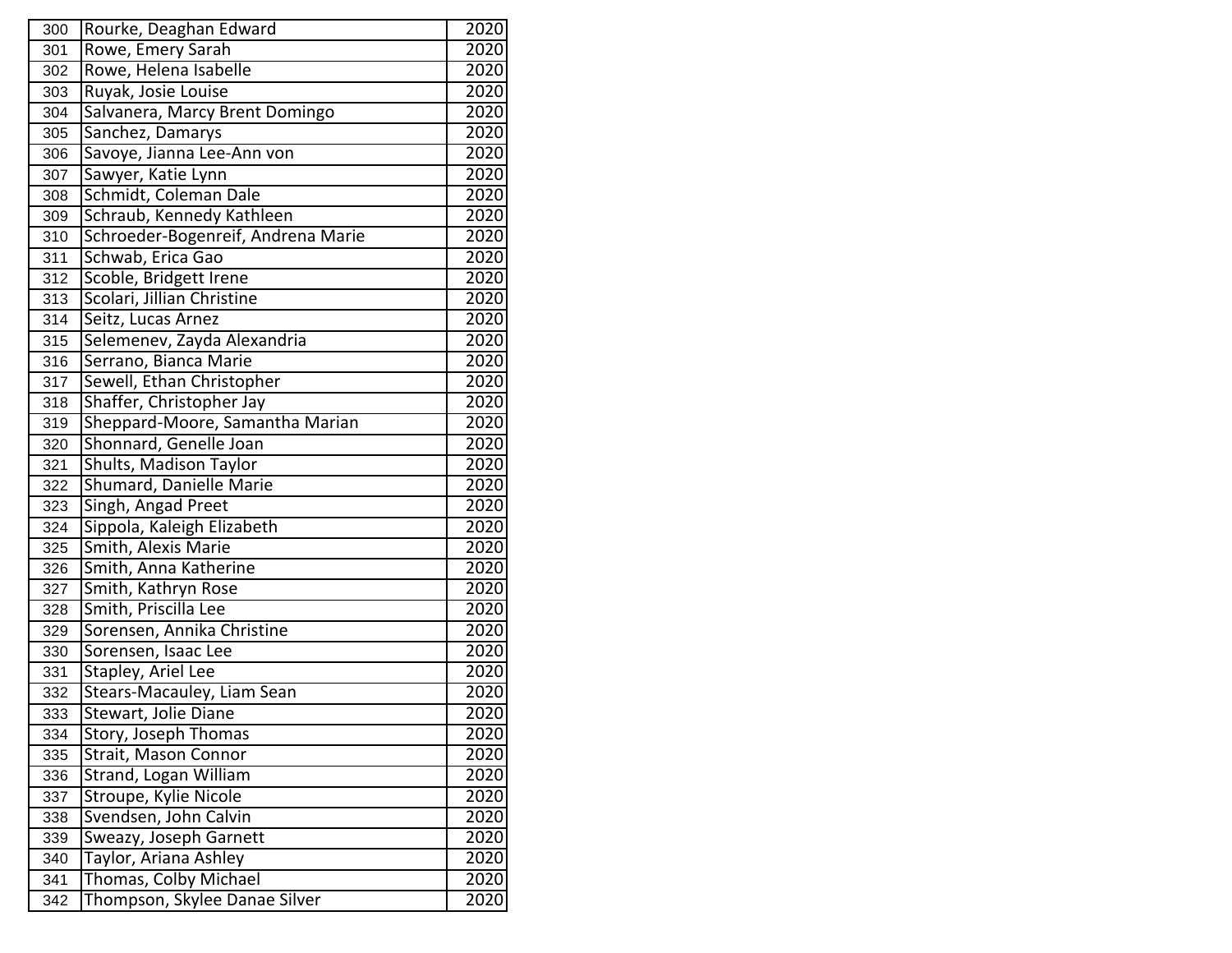| | | |
|---|---|---|
| 300 | Rourke, Deaghan Edward | 2020 |
| 301 | Rowe, Emery Sarah | 2020 |
| 302 | Rowe, Helena Isabelle | 2020 |
| 303 | Ruyak, Josie Louise | 2020 |
| 304 | Salvanera, Marcy Brent Domingo | 2020 |
| 305 | Sanchez, Damarys | 2020 |
| 306 | Savoye, Jianna Lee-Ann von | 2020 |
| 307 | Sawyer, Katie Lynn | 2020 |
| 308 | Schmidt, Coleman Dale | 2020 |
| 309 | Schraub, Kennedy Kathleen | 2020 |
| 310 | Schroeder-Bogenreif, Andrena Marie | 2020 |
| 311 | Schwab, Erica Gao | 2020 |
| 312 | Scoble, Bridgett Irene | 2020 |
| 313 | Scolari, Jillian Christine | 2020 |
| 314 | Seitz, Lucas Arnez | 2020 |
| 315 | Selemenev, Zayda Alexandria | 2020 |
| 316 | Serrano, Bianca Marie | 2020 |
| 317 | Sewell, Ethan Christopher | 2020 |
| 318 | Shaffer, Christopher Jay | 2020 |
| 319 | Sheppard-Moore, Samantha Marian | 2020 |
| 320 | Shonnard, Genelle Joan | 2020 |
| 321 | Shults, Madison Taylor | 2020 |
| 322 | Shumard, Danielle Marie | 2020 |
| 323 | Singh, Angad Preet | 2020 |
| 324 | Sippola, Kaleigh Elizabeth | 2020 |
| 325 | Smith, Alexis Marie | 2020 |
| 326 | Smith, Anna Katherine | 2020 |
| 327 | Smith, Kathryn Rose | 2020 |
| 328 | Smith, Priscilla Lee | 2020 |
| 329 | Sorensen, Annika Christine | 2020 |
| 330 | Sorensen, Isaac Lee | 2020 |
| 331 | Stapley, Ariel Lee | 2020 |
| 332 | Stears-Macauley, Liam Sean | 2020 |
| 333 | Stewart, Jolie Diane | 2020 |
| 334 | Story, Joseph Thomas | 2020 |
| 335 | Strait, Mason Connor | 2020 |
| 336 | Strand, Logan William | 2020 |
| 337 | Stroupe, Kylie Nicole | 2020 |
| 338 | Svendsen, John Calvin | 2020 |
| 339 | Sweazy, Joseph Garnett | 2020 |
| 340 | Taylor, Ariana Ashley | 2020 |
| 341 | Thomas, Colby Michael | 2020 |
| 342 | Thompson, Skylee Danae Silver | 2020 |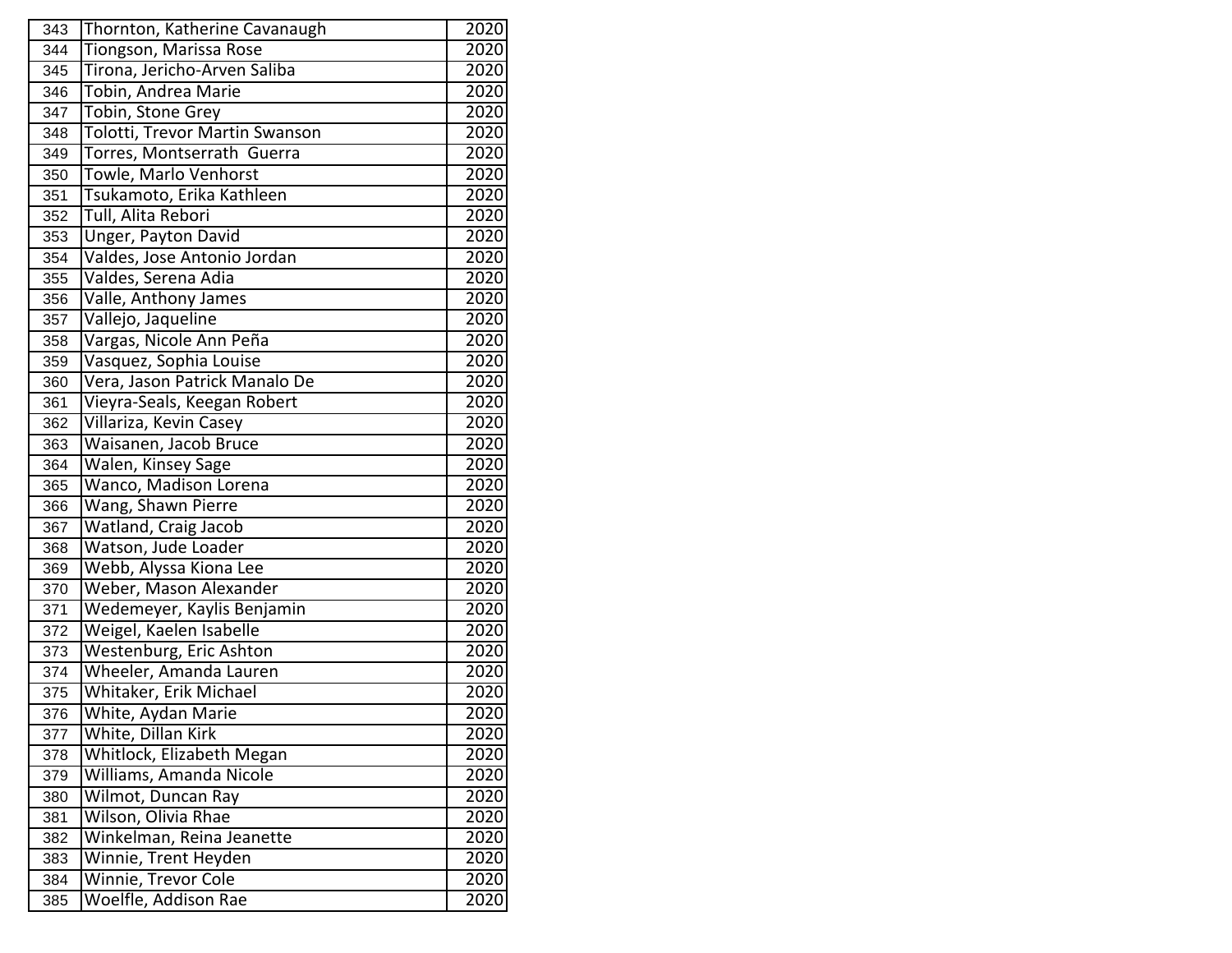| | | |
|---|---|---|
| 343 | Thornton, Katherine Cavanaugh | 2020 |
| 344 | Tiongson, Marissa Rose | 2020 |
| 345 | Tirona, Jericho-Arven Saliba | 2020 |
| 346 | Tobin, Andrea Marie | 2020 |
| 347 | Tobin, Stone Grey | 2020 |
| 348 | Tolotti, Trevor Martin Swanson | 2020 |
| 349 | Torres, Montserrath  Guerra | 2020 |
| 350 | Towle, Marlo Venhorst | 2020 |
| 351 | Tsukamoto, Erika Kathleen | 2020 |
| 352 | Tull, Alita Rebori | 2020 |
| 353 | Unger, Payton David | 2020 |
| 354 | Valdes, Jose Antonio Jordan | 2020 |
| 355 | Valdes, Serena Adia | 2020 |
| 356 | Valle, Anthony James | 2020 |
| 357 | Vallejo, Jaqueline | 2020 |
| 358 | Vargas, Nicole Ann Peña | 2020 |
| 359 | Vasquez, Sophia Louise | 2020 |
| 360 | Vera, Jason Patrick Manalo De | 2020 |
| 361 | Vieyra-Seals, Keegan Robert | 2020 |
| 362 | Villariza, Kevin Casey | 2020 |
| 363 | Waisanen, Jacob Bruce | 2020 |
| 364 | Walen, Kinsey Sage | 2020 |
| 365 | Wanco, Madison Lorena | 2020 |
| 366 | Wang, Shawn Pierre | 2020 |
| 367 | Watland, Craig Jacob | 2020 |
| 368 | Watson, Jude Loader | 2020 |
| 369 | Webb, Alyssa Kiona Lee | 2020 |
| 370 | Weber, Mason Alexander | 2020 |
| 371 | Wedemeyer, Kaylis Benjamin | 2020 |
| 372 | Weigel, Kaelen Isabelle | 2020 |
| 373 | Westenburg, Eric Ashton | 2020 |
| 374 | Wheeler, Amanda Lauren | 2020 |
| 375 | Whitaker, Erik Michael | 2020 |
| 376 | White, Aydan Marie | 2020 |
| 377 | White, Dillan Kirk | 2020 |
| 378 | Whitlock, Elizabeth Megan | 2020 |
| 379 | Williams, Amanda Nicole | 2020 |
| 380 | Wilmot, Duncan Ray | 2020 |
| 381 | Wilson, Olivia Rhae | 2020 |
| 382 | Winkelman, Reina Jeanette | 2020 |
| 383 | Winnie, Trent Heyden | 2020 |
| 384 | Winnie, Trevor Cole | 2020 |
| 385 | Woelfle, Addison Rae | 2020 |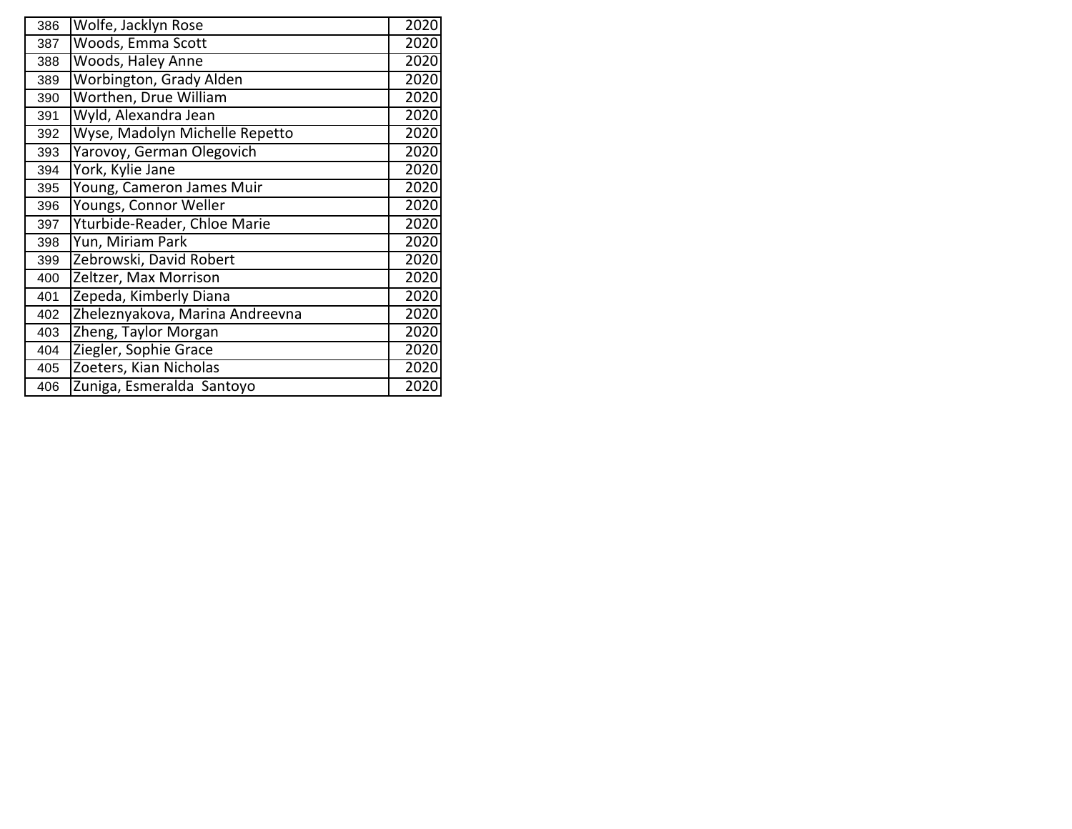| | | |
|---|---|---|
| 386 | Wolfe, Jacklyn Rose | 2020 |
| 387 | Woods, Emma Scott | 2020 |
| 388 | Woods, Haley Anne | 2020 |
| 389 | Worbington, Grady Alden | 2020 |
| 390 | Worthen, Drue William | 2020 |
| 391 | Wyld, Alexandra Jean | 2020 |
| 392 | Wyse, Madolyn Michelle Repetto | 2020 |
| 393 | Yarovoy, German Olegovich | 2020 |
| 394 | York, Kylie Jane | 2020 |
| 395 | Young, Cameron James Muir | 2020 |
| 396 | Youngs, Connor Weller | 2020 |
| 397 | Yturbide-Reader, Chloe Marie | 2020 |
| 398 | Yun, Miriam Park | 2020 |
| 399 | Zebrowski, David Robert | 2020 |
| 400 | Zeltzer, Max Morrison | 2020 |
| 401 | Zepeda, Kimberly Diana | 2020 |
| 402 | Zheleznyakova, Marina Andreevna | 2020 |
| 403 | Zheng, Taylor Morgan | 2020 |
| 404 | Ziegler, Sophie Grace | 2020 |
| 405 | Zoeters, Kian Nicholas | 2020 |
| 406 | Zuniga, Esmeralda Santoyo | 2020 |